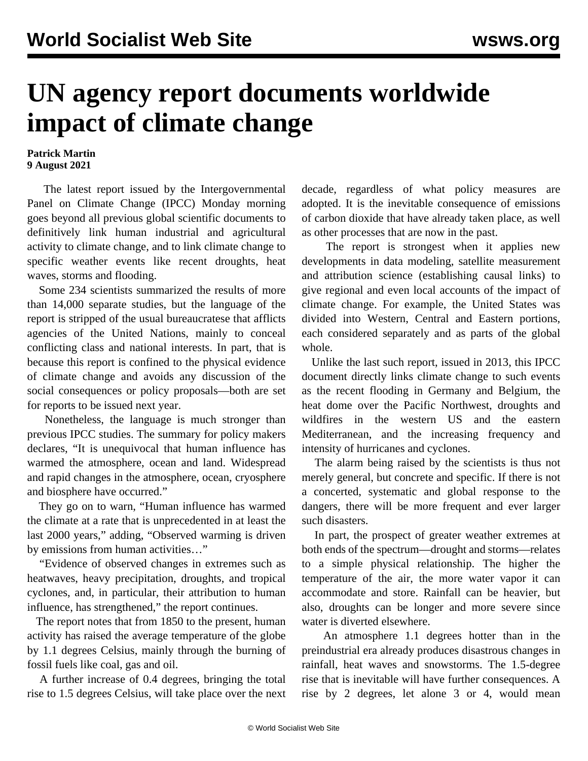# UN agency report documents worldwide impact of climate change

**Patrick Martin**
**9 August 2021**

The latest report issued by the Intergovernmental Panel on Climate Change (IPCC) Monday morning goes beyond all previous global scientific documents to definitively link human industrial and agricultural activity to climate change, and to link climate change to specific weather events like recent droughts, heat waves, storms and flooding.

Some 234 scientists summarized the results of more than 14,000 separate studies, but the language of the report is stripped of the usual bureaucratese that afflicts agencies of the United Nations, mainly to conceal conflicting class and national interests. In part, that is because this report is confined to the physical evidence of climate change and avoids any discussion of the social consequences or policy proposals—both are set for reports to be issued next year.

Nonetheless, the language is much stronger than previous IPCC studies. The summary for policy makers declares, "It is unequivocal that human influence has warmed the atmosphere, ocean and land. Widespread and rapid changes in the atmosphere, ocean, cryosphere and biosphere have occurred."

They go on to warn, "Human influence has warmed the climate at a rate that is unprecedented in at least the last 2000 years," adding, "Observed warming is driven by emissions from human activities…"

"Evidence of observed changes in extremes such as heatwaves, heavy precipitation, droughts, and tropical cyclones, and, in particular, their attribution to human influence, has strengthened," the report continues.

The report notes that from 1850 to the present, human activity has raised the average temperature of the globe by 1.1 degrees Celsius, mainly through the burning of fossil fuels like coal, gas and oil.

A further increase of 0.4 degrees, bringing the total rise to 1.5 degrees Celsius, will take place over the next decade, regardless of what policy measures are adopted. It is the inevitable consequence of emissions of carbon dioxide that have already taken place, as well as other processes that are now in the past.

The report is strongest when it applies new developments in data modeling, satellite measurement and attribution science (establishing causal links) to give regional and even local accounts of the impact of climate change. For example, the United States was divided into Western, Central and Eastern portions, each considered separately and as parts of the global whole.

Unlike the last such report, issued in 2013, this IPCC document directly links climate change to such events as the recent flooding in Germany and Belgium, the heat dome over the Pacific Northwest, droughts and wildfires in the western US and the eastern Mediterranean, and the increasing frequency and intensity of hurricanes and cyclones.

The alarm being raised by the scientists is thus not merely general, but concrete and specific. If there is not a concerted, systematic and global response to the dangers, there will be more frequent and ever larger such disasters.

In part, the prospect of greater weather extremes at both ends of the spectrum—drought and storms—relates to a simple physical relationship. The higher the temperature of the air, the more water vapor it can accommodate and store. Rainfall can be heavier, but also, droughts can be longer and more severe since water is diverted elsewhere.

An atmosphere 1.1 degrees hotter than in the preindustrial era already produces disastrous changes in rainfall, heat waves and snowstorms. The 1.5-degree rise that is inevitable will have further consequences. A rise by 2 degrees, let alone 3 or 4, would mean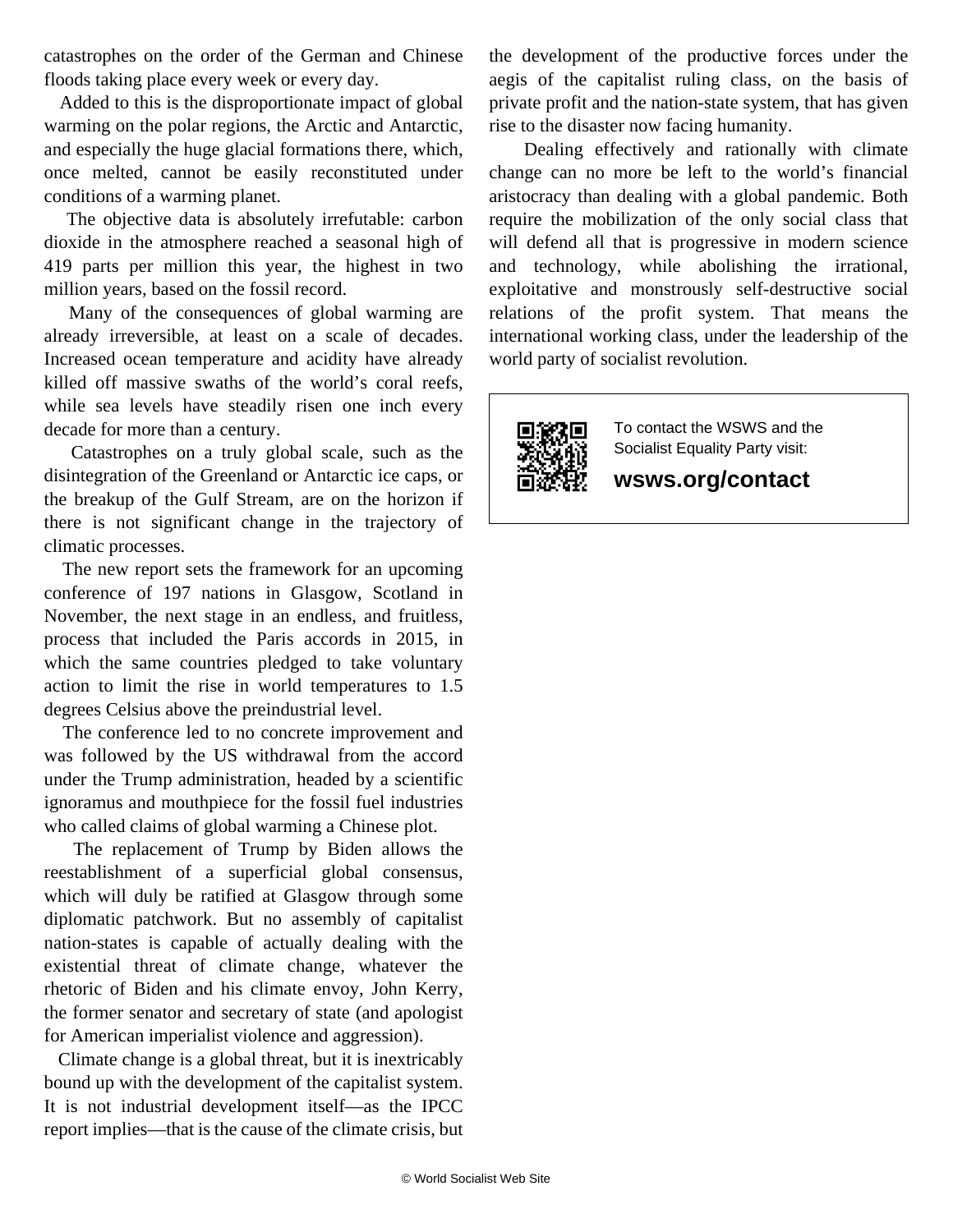catastrophes on the order of the German and Chinese floods taking place every week or every day.

Added to this is the disproportionate impact of global warming on the polar regions, the Arctic and Antarctic, and especially the huge glacial formations there, which, once melted, cannot be easily reconstituted under conditions of a warming planet.

The objective data is absolutely irrefutable: carbon dioxide in the atmosphere reached a seasonal high of 419 parts per million this year, the highest in two million years, based on the fossil record.

Many of the consequences of global warming are already irreversible, at least on a scale of decades. Increased ocean temperature and acidity have already killed off massive swaths of the world's coral reefs, while sea levels have steadily risen one inch every decade for more than a century.

Catastrophes on a truly global scale, such as the disintegration of the Greenland or Antarctic ice caps, or the breakup of the Gulf Stream, are on the horizon if there is not significant change in the trajectory of climatic processes.

The new report sets the framework for an upcoming conference of 197 nations in Glasgow, Scotland in November, the next stage in an endless, and fruitless, process that included the Paris accords in 2015, in which the same countries pledged to take voluntary action to limit the rise in world temperatures to 1.5 degrees Celsius above the preindustrial level.

The conference led to no concrete improvement and was followed by the US withdrawal from the accord under the Trump administration, headed by a scientific ignoramus and mouthpiece for the fossil fuel industries who called claims of global warming a Chinese plot.

The replacement of Trump by Biden allows the reestablishment of a superficial global consensus, which will duly be ratified at Glasgow through some diplomatic patchwork. But no assembly of capitalist nation-states is capable of actually dealing with the existential threat of climate change, whatever the rhetoric of Biden and his climate envoy, John Kerry, the former senator and secretary of state (and apologist for American imperialist violence and aggression).

Climate change is a global threat, but it is inextricably bound up with the development of the capitalist system. It is not industrial development itself—as the IPCC report implies—that is the cause of the climate crisis, but the development of the productive forces under the aegis of the capitalist ruling class, on the basis of private profit and the nation-state system, that has given rise to the disaster now facing humanity.

Dealing effectively and rationally with climate change can no more be left to the world's financial aristocracy than dealing with a global pandemic. Both require the mobilization of the only social class that will defend all that is progressive in modern science and technology, while abolishing the irrational, exploitative and monstrously self-destructive social relations of the profit system. That means the international working class, under the leadership of the world party of socialist revolution.

To contact the WSWS and the Socialist Equality Party visit:

**wsws.org/contact**